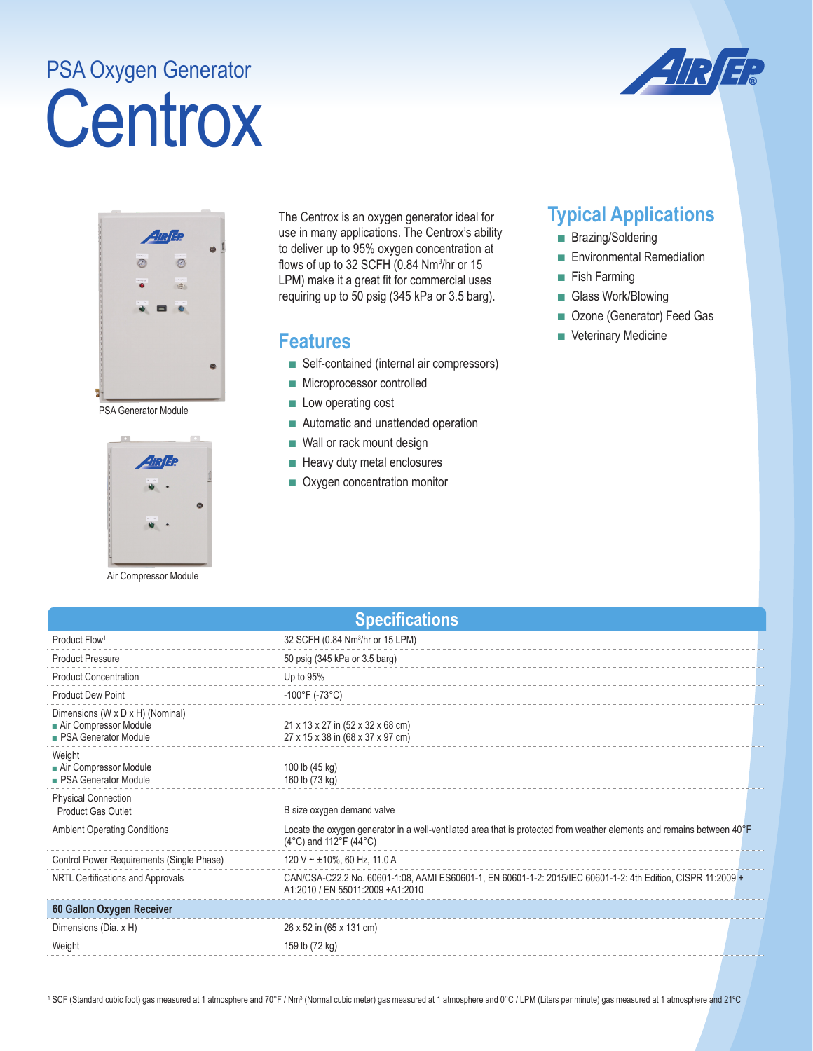# PSA Oxygen Generator

# Centrox

PSA Generator Module

Air Compressor Module

The Centrox is an oxygen generator ideal for use in many applications. The Centrox's ability to deliver up to 95% oxygen concentration at flows of up to 32 SCFH (0.84 $Nm^3$/hr or 15 LPM) make it a great fit for commercial uses requiring up to 50 psig (345 kPa or 3.5 barg).

## Features

- Self-contained (internal air compressors)
- Microprocessor controlled
- Low operating cost
- Automatic and unattended operation
- Wall or rack mount design
- Heavy duty metal enclosures
- Oxygen concentration monitor

## Typical Applications

- Brazing/Soldering
- Environmental Remediation
- Fish Farming
- Glass Work/Blowing
- Ozone (Generator) Feed Gas
- Veterinary Medicine

## Specifications

| | |
|---|---|
| Product Flow[1] | 32 SCFH (0.84 $Nm^3$/hr or 15 LPM) |
| Product Pressure | 50 psig (345 kPa or 3.5 barg) |
| Product Concentration | Up to 95% |
| Product Dew Point | -100°F (-73°C) |
| Dimensions (W x D x H) (Nominal) | |
| ■ Air Compressor Module | 21 x 13 x 27 in (52 x 32 x 68 cm) |
| ■ PSA Generator Module | 27 x 15 x 38 in (68 x 37 x 97 cm) |
| Weight | |
| ■ Air Compressor Module | 100 lb (45 kg) |
| ■ PSA Generator Module | 160 lb (73 kg) |
| Physical Connection | |
| Product Gas Outlet | B size oxygen demand valve |
| Ambient Operating Conditions | Locate the oxygen generator in a well-ventilated area that is protected from weather elements and remains between 40°F (4°C) and 112°F (44°C) |
| Control Power Requirements (Single Phase) | 120 V ~ ±10%, 60 Hz, 11.0 A |
| NRTL Certifications and Approvals | CAN/CSA-C22.2 No. 60601-1:08, AAMI ES60601-1, EN 60601-1-2: 2015/IEC 60601-1-2: 4th Edition, CISPR 11:2009 + A1:2010 / EN 55011:2009 +A1:2010 |
| **60 Gallon Oxygen Receiver** | |
| Dimensions (Dia. x H) | 26 x 52 in (65 x 131 cm) |
| Weight | 159 lb (72 kg) |

[1] SCF (Standard cubic foot) gas measured at 1 atmosphere and 70°F / $Nm^3$ (Normal cubic meter) gas measured at 1 atmosphere and 0°C / LPM (Liters per minute) gas measured at 1 atmosphere and 21°C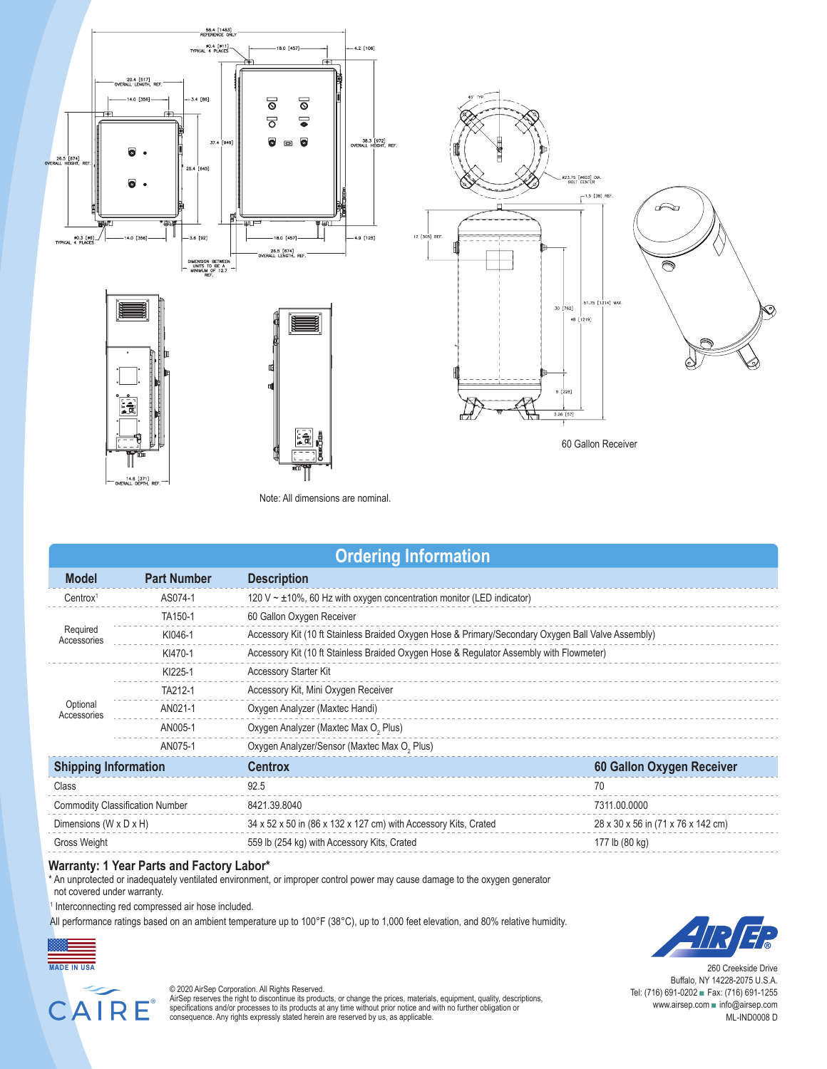60 Gallon Receiver

Note: All dimensions are nominal.

## Ordering Information

| Model | Part Number | Description |
|---|---|---|
| Centrox[1] | AS074-1 | 120 V ~ ±10%, 60 Hz with oxygen concentration monitor (LED indicator) |
| Required Accessories | TA150-1 | 60 Gallon Oxygen Receiver |
| | KI046-1 | Accessory Kit (10 ft Stainless Braided Oxygen Hose & Primary/Secondary Oxygen Ball Valve Assembly) |
| | KI470-1 | Accessory Kit (10 ft Stainless Braided Oxygen Hose & Regulator Assembly with Flowmeter) |
| Optional Accessories | KI225-1 | Accessory Starter Kit |
| | TA212-1 | Accessory Kit, Mini Oxygen Receiver |
| | AN021-1 | Oxygen Analyzer (Maxtec Handi) |
| | AN005-1 | Oxygen Analyzer (Maxtec Max $O_2$ Plus) |
| | AN075-1 | Oxygen Analyzer/Sensor (Maxtec Max $O_2$ Plus) |

| Shipping Information | Centrox | 60 Gallon Oxygen Receiver |
|---|---|---|
| Class | 92.5 | 70 |
| Commodity Classification Number | 8421.39.8040 | 7311.00.0000 |
| Dimensions (W x D x H) | 34 x 52 x 50 in (86 x 132 x 127 cm) with Accessory Kits, Crated | 28 x 30 x 56 in (71 x 76 x 142 cm) |
| Gross Weight | 559 lb (254 kg) with Accessory Kits, Crated | 177 lb (80 kg) |

**Warranty: 1 Year Parts and Factory Labor***

* An unprotected or inadequately ventilated environment, or improper control power may cause damage to the oxygen generator not covered under warranty.

[1] Interconnecting red compressed air hose included.

All performance ratings based on an ambient temperature up to 100°F (38°C), up to 1,000 feet elevation, and 80% relative humidity.

MADE IN USA

CAIRE®

© 2020 AirSep Corporation. All Rights Reserved.
AirSep reserves the right to discontinue its products, or change the prices, materials, equipment, quality, descriptions, specifications and/or processes to its products at any time without prior notice and with no further obligation or consequence. Any rights expressly stated herein are reserved by us, as applicable.

AIRSEP®

260 Creekside Drive
Buffalo, NY 14228-2075 U.S.A.
Tel: (716) 691-0202 ■ Fax: (716) 691-1255
www.airsep.com ■ info@airsep.com
ML-IND0008 D